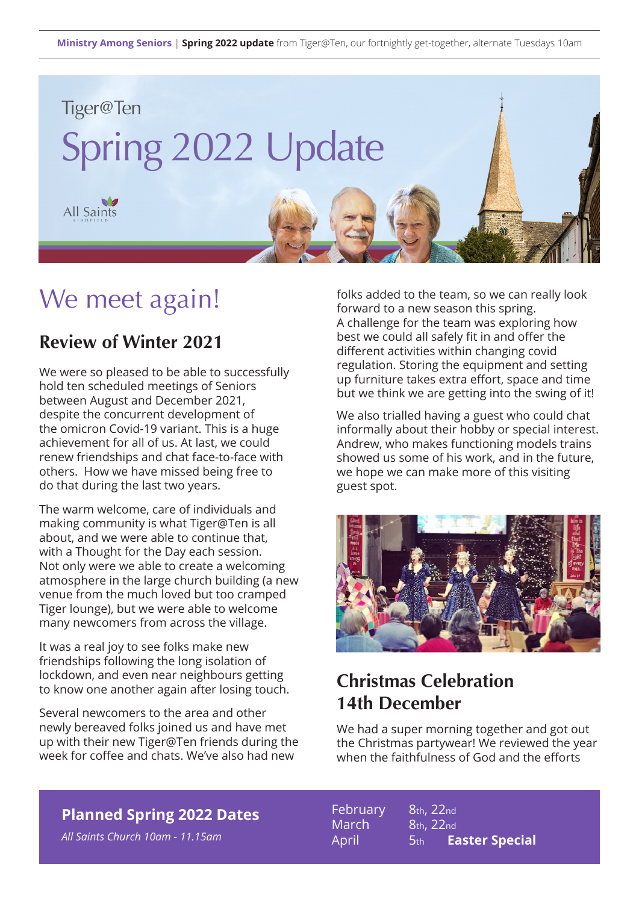**Ministry Among Seniors** | **Spring 2022 update** from Tiger@Ten, our fortnightly get-together, alternate Tuesdays 10am

Tiger@Ten

# Spring 2022 Update

All Saints LINDFIELD

## We meet again!

### Review of Winter 2021

We were so pleased to be able to successfully hold ten scheduled meetings of Seniors between August and December 2021, despite the concurrent development of the omicron Covid-19 variant. This is a huge achievement for all of us. At last, we could renew friendships and chat face-to-face with others. How we have missed being free to do that during the last two years.

The warm welcome, care of individuals and making community is what Tiger@Ten is all about, and we were able to continue that, with a Thought for the Day each session. Not only were we able to create a welcoming atmosphere in the large church building (a new venue from the much loved but too cramped Tiger lounge), but we were able to welcome many newcomers from across the village.

It was a real joy to see folks make new friendships following the long isolation of lockdown, and even near neighbours getting to know one another again after losing touch.

Several newcomers to the area and other newly bereaved folks joined us and have met up with their new Tiger@Ten friends during the week for coffee and chats. We've also had new folks added to the team, so we can really look forward to a new season this spring.
A challenge for the team was exploring how best we could all safely fit in and offer the different activities within changing covid regulation. Storing the equipment and setting up furniture takes extra effort, space and time but we think we are getting into the swing of it!

We also trialled having a guest who could chat informally about their hobby or special interest. Andrew, who makes functioning models trains showed us some of his work, and in the future, we hope we can make more of this visiting guest spot.

### Christmas Celebration 14th December

We had a super morning together and got out the Christmas partywear! We reviewed the year when the faithfulness of God and the efforts

**Planned Spring 2022 Dates**

*All Saints Church 10am - 11.15am*

| | |
|---|---|
| February | 8th, 22nd |
| March | 8th, 22nd |
| April | 5th **Easter Special** |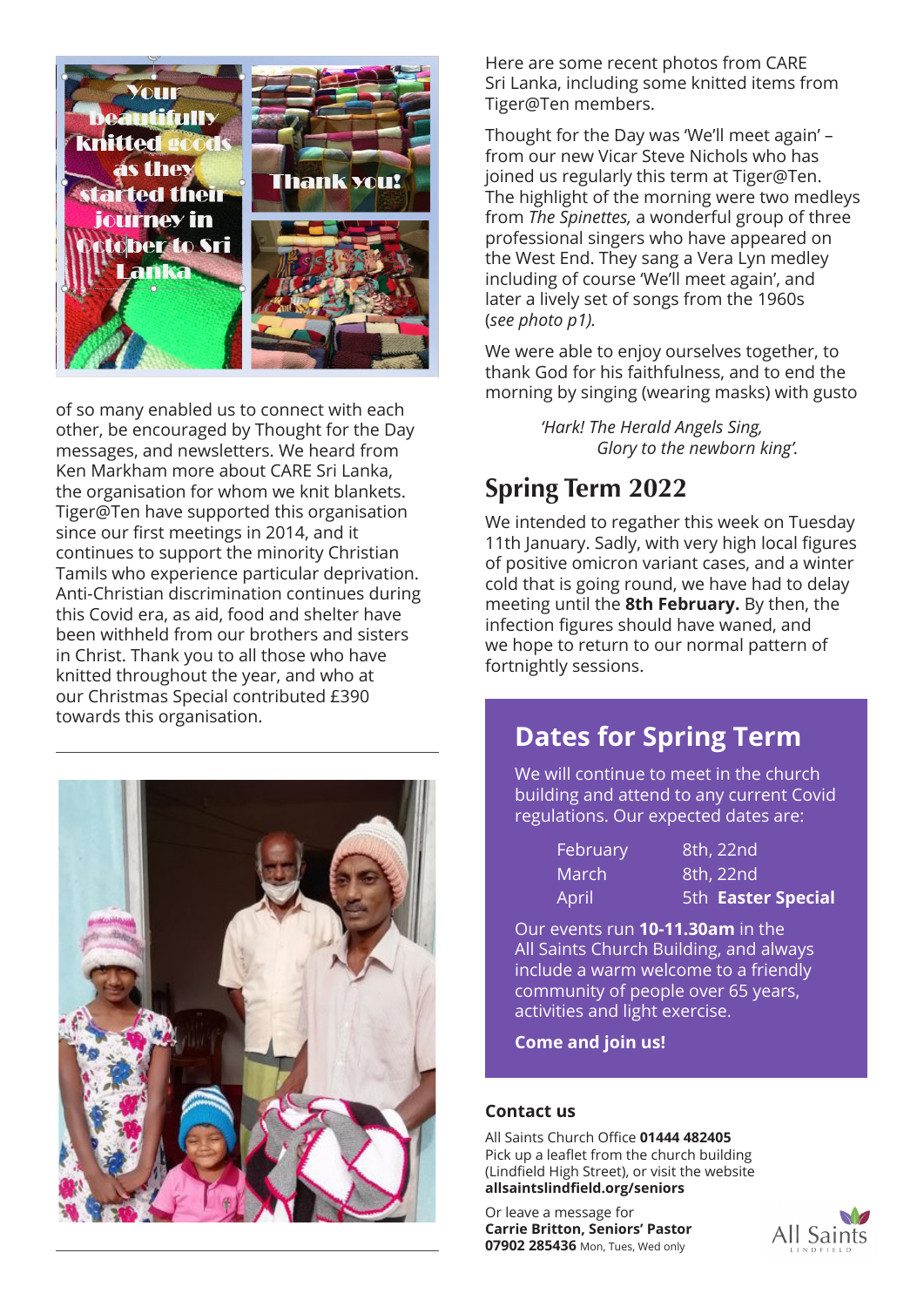Your beautifully knitted goods as they started their journey in October to Sri Lanka

Thank you!

of so many enabled us to connect with each other, be encouraged by Thought for the Day messages, and newsletters. We heard from Ken Markham more about CARE Sri Lanka, the organisation for whom we knit blankets. Tiger@Ten have supported this organisation since our first meetings in 2014, and it continues to support the minority Christian Tamils who experience particular deprivation. Anti-Christian discrimination continues during this Covid era, as aid, food and shelter have been withheld from our brothers and sisters in Christ. Thank you to all those who have knitted throughout the year, and who at our Christmas Special contributed £390 towards this organisation.

Here are some recent photos from CARE Sri Lanka, including some knitted items from Tiger@Ten members.

Thought for the Day was 'We'll meet again' – from our new Vicar Steve Nichols who has joined us regularly this term at Tiger@Ten. The highlight of the morning were two medleys from *The Spinettes,* a wonderful group of three professional singers who have appeared on the West End. They sang a Vera Lyn medley including of course 'We'll meet again', and later a lively set of songs from the 1960s (*see photo p1).*

We were able to enjoy ourselves together, to thank God for his faithfulness, and to end the morning by singing (wearing masks) with gusto

*'Hark! The Herald Angels Sing,*
*Glory to the newborn king'.*

## Spring Term 2022

We intended to regather this week on Tuesday 11th January. Sadly, with very high local figures of positive omicron variant cases, and a winter cold that is going round, we have had to delay meeting until the **8th February.** By then, the infection figures should have waned, and we hope to return to our normal pattern of fortnightly sessions.

## Dates for Spring Term

We will continue to meet in the church building and attend to any current Covid regulations. Our expected dates are:

| | |
|---|---|
| February | 8th, 22nd |
| March | 8th, 22nd |
| April | 5th **Easter Special** |

Our events run **10-11.30am** in the All Saints Church Building, and always include a warm welcome to a friendly community of people over 65 years, activities and light exercise.

**Come and join us!**

### Contact us

All Saints Church Office **01444 482405**
Pick up a leaflet from the church building (Lindfield High Street), or visit the website **allsaintslindfield.org/seniors**

Or leave a message for
**Carrie Britton, Seniors' Pastor**
**07902 285436** Mon, Tues, Wed only

All Saints LINDFIELD